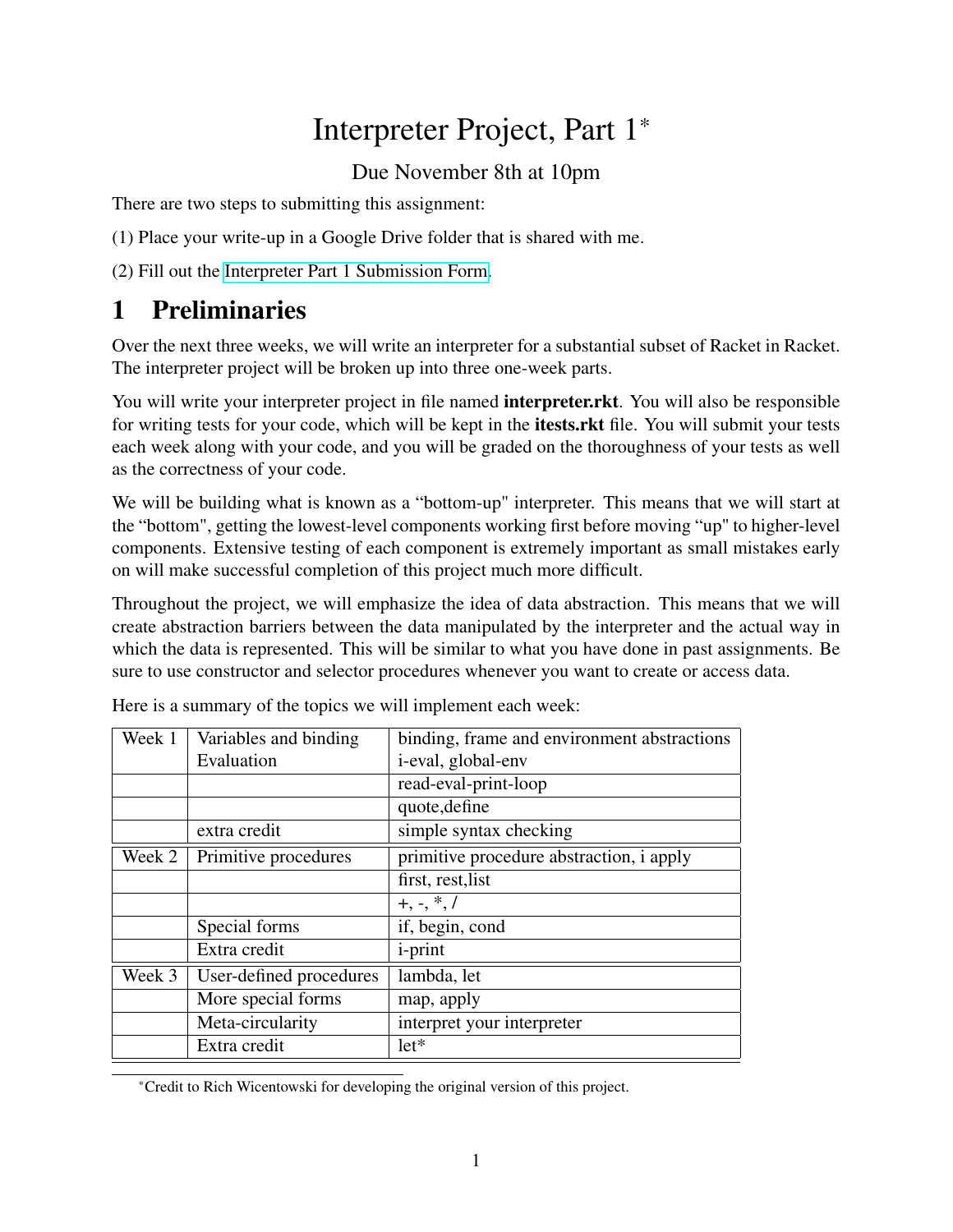# Interpreter Project, Part 1[*]

Due November 8th at 10pm

There are two steps to submitting this assignment:

(1) Place your write-up in a Google Drive folder that is shared with me.

(2) Fill out the Interpreter Part 1 Submission Form.

## 1 Preliminaries

Over the next three weeks, we will write an interpreter for a substantial subset of Racket in Racket. The interpreter project will be broken up into three one-week parts.

You will write your interpreter project in file named **interpreter.rkt**. You will also be responsible for writing tests for your code, which will be kept in the **itests.rkt** file. You will submit your tests each week along with your code, and you will be graded on the thoroughness of your tests as well as the correctness of your code.

We will be building what is known as a "bottom-up" interpreter. This means that we will start at the "bottom", getting the lowest-level components working first before moving "up" to higher-level components. Extensive testing of each component is extremely important as small mistakes early on will make successful completion of this project much more difficult.

Throughout the project, we will emphasize the idea of data abstraction. This means that we will create abstraction barriers between the data manipulated by the interpreter and the actual way in which the data is represented. This will be similar to what you have done in past assignments. Be sure to use constructor and selector procedures whenever you want to create or access data.

Here is a summary of the topics we will implement each week:

| | | |
|---|---|---|
| Week 1 | Variables and binding<br>Evaluation | binding, frame and environment abstractions<br>i-eval, global-env |
| | | read-eval-print-loop |
| | | quote,define |
| | extra credit | simple syntax checking |
| Week 2 | Primitive procedures | primitive procedure abstraction, i apply |
| | | first, rest,list |
| | | +, -, *, / |
| | Special forms | if, begin, cond |
| | Extra credit | i-print |
| Week 3 | User-defined procedures | lambda, let |
| | More special forms | map, apply |
| | Meta-circularity | interpret your interpreter |
| | Extra credit | let* |

[*]Credit to Rich Wicentowski for developing the original version of this project.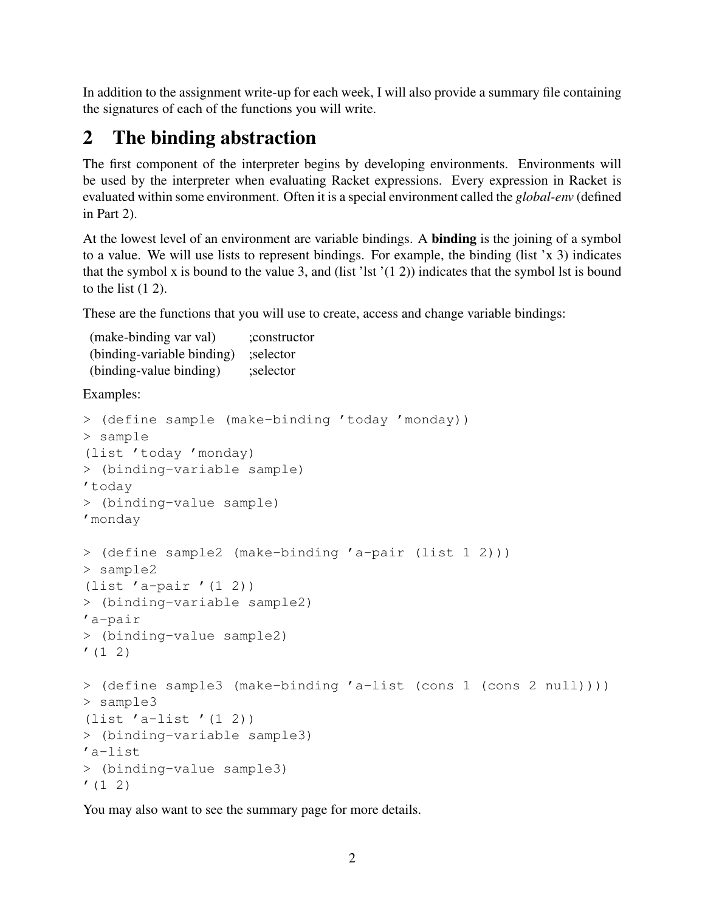In addition to the assignment write-up for each week, I will also provide a summary file containing the signatures of each of the functions you will write.

## 2 The binding abstraction

The first component of the interpreter begins by developing environments. Environments will be used by the interpreter when evaluating Racket expressions. Every expression in Racket is evaluated within some environment. Often it is a special environment called the *global-env* (defined in Part 2).

At the lowest level of an environment are variable bindings. A **binding** is the joining of a symbol to a value. We will use lists to represent bindings. For example, the binding (list 'x 3) indicates that the symbol x is bound to the value 3, and (list 'lst '(1 2)) indicates that the symbol lst is bound to the list (1 2).

These are the functions that you will use to create, access and change variable bindings:

```
(make-binding var val)         ;constructor
(binding-variable binding)     ;selector
(binding-value binding)        ;selector
```

Examples:

```
> (define sample (make-binding 'today 'monday))
> sample
(list 'today 'monday)
> (binding-variable sample)
'today
> (binding-value sample)
'monday

> (define sample2 (make-binding 'a-pair (list 1 2)))
> sample2
(list 'a-pair '(1 2))
> (binding-variable sample2)
'a-pair
> (binding-value sample2)
'(1 2)

> (define sample3 (make-binding 'a-list (cons 1 (cons 2 null))))
> sample3
(list 'a-list '(1 2))
> (binding-variable sample3)
'a-list
> (binding-value sample3)
'(1 2)
```

You may also want to see the summary page for more details.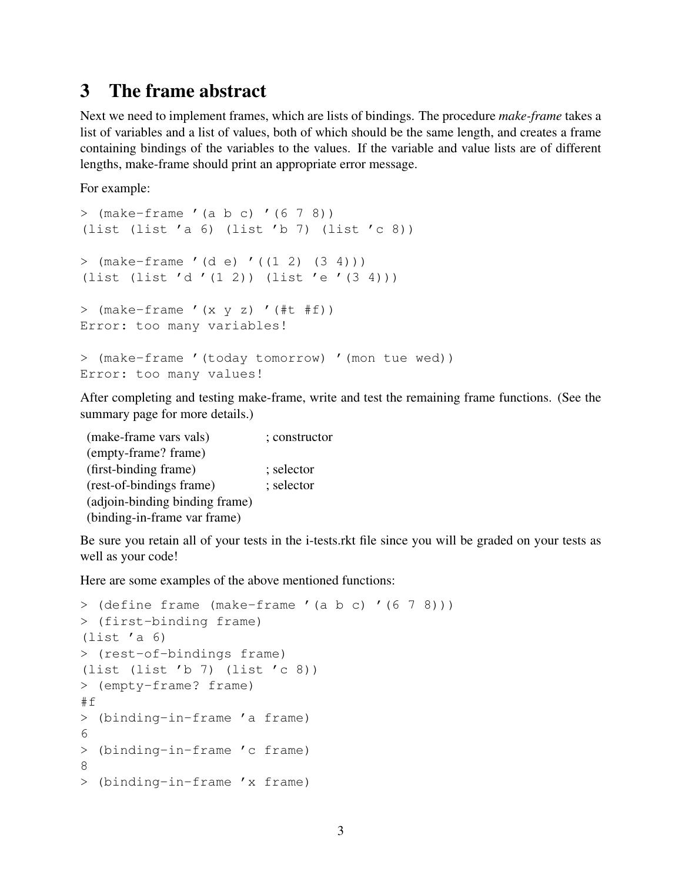## 3 The frame abstract

Next we need to implement frames, which are lists of bindings. The procedure *make-frame* takes a list of variables and a list of values, both of which should be the same length, and creates a frame containing bindings of the variables to the values. If the variable and value lists are of different lengths, make-frame should print an appropriate error message.

For example:

```
> (make-frame '(a b c) '(6 7 8))
(list (list 'a 6) (list 'b 7) (list 'c 8))

> (make-frame '(d e) '((1 2) (3 4)))
(list (list 'd '(1 2)) (list 'e '(3 4)))

> (make-frame '(x y z) '(#t #f))
Error: too many variables!

> (make-frame '(today tomorrow) '(mon tue wed))
Error: too many values!
```

After completing and testing make-frame, write and test the remaining frame functions. (See the summary page for more details.)

```
(make-frame vars vals)            ; constructor
(empty-frame? frame)
(first-binding frame)             ; selector
(rest-of-bindings frame)          ; selector
(adjoin-binding binding frame)
(binding-in-frame var frame)
```

Be sure you retain all of your tests in the i-tests.rkt file since you will be graded on your tests as well as your code!

Here are some examples of the above mentioned functions:

```
> (define frame (make-frame '(a b c) '(6 7 8)))
> (first-binding frame)
(list 'a 6)
> (rest-of-bindings frame)
(list (list 'b 7) (list 'c 8))
> (empty-frame? frame)
#f
> (binding-in-frame 'a frame)
6
> (binding-in-frame 'c frame)
8
> (binding-in-frame 'x frame)
```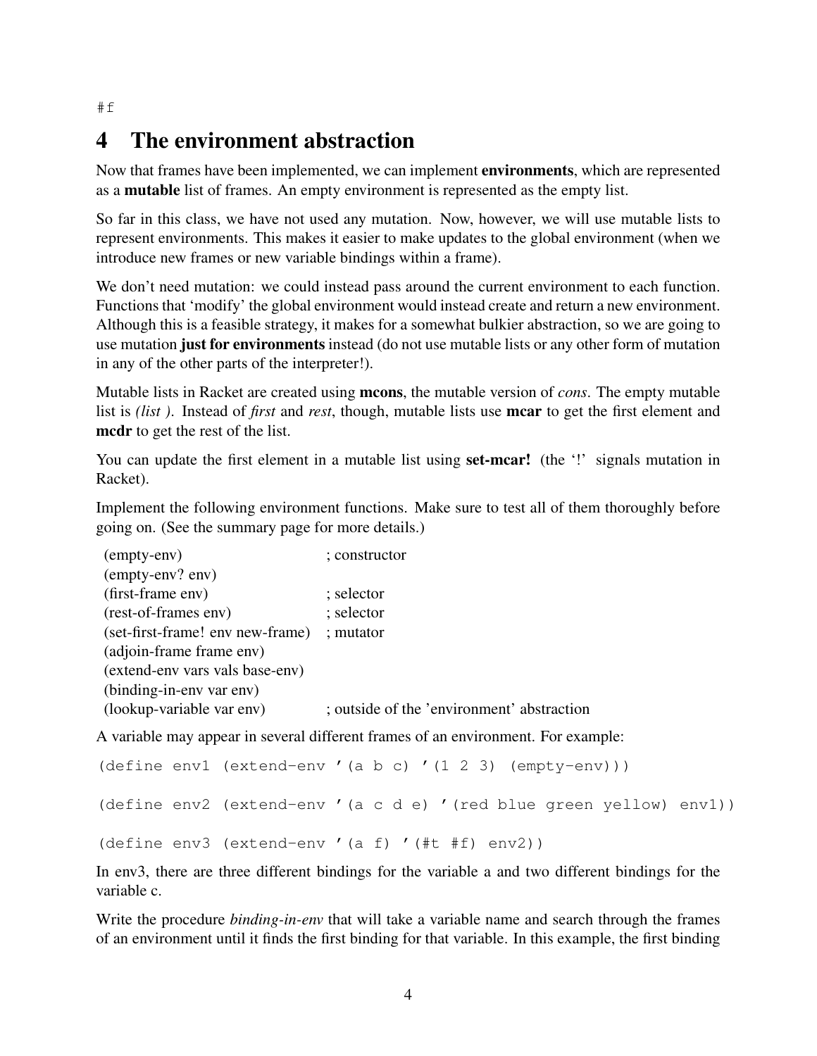```
#f
```

# 4 The environment abstraction

Now that frames have been implemented, we can implement **environments**, which are represented as a **mutable** list of frames. An empty environment is represented as the empty list.

So far in this class, we have not used any mutation. Now, however, we will use mutable lists to represent environments. This makes it easier to make updates to the global environment (when we introduce new frames or new variable bindings within a frame).

We don't need mutation: we could instead pass around the current environment to each function. Functions that 'modify' the global environment would instead create and return a new environment. Although this is a feasible strategy, it makes for a somewhat bulkier abstraction, so we are going to use mutation **just for environments** instead (do not use mutable lists or any other form of mutation in any of the other parts of the interpreter!).

Mutable lists in Racket are created using **mcons**, the mutable version of *cons*. The empty mutable list is *(list )*. Instead of *first* and *rest*, though, mutable lists use **mcar** to get the first element and **mcdr** to get the rest of the list.

You can update the first element in a mutable list using **set-mcar!** (the '!' signals mutation in Racket).

Implement the following environment functions. Make sure to test all of them thoroughly before going on. (See the summary page for more details.)

```
(empty-env)                          ; constructor
(empty-env? env)
(first-frame env)                    ; selector
(rest-of-frames env)                 ; selector
(set-first-frame! env new-frame)     ; mutator
(adjoin-frame frame env)
(extend-env vars vals base-env)
(binding-in-env var env)
(lookup-variable var env)            ; outside of the 'environment' abstraction
```

A variable may appear in several different frames of an environment. For example:

```
(define env1 (extend-env '(a b c) '(1 2 3) (empty-env)))

(define env2 (extend-env '(a c d e) '(red blue green yellow) env1))

(define env3 (extend-env '(a f) '(#t #f) env2))
```

In env3, there are three different bindings for the variable a and two different bindings for the variable c.

Write the procedure *binding-in-env* that will take a variable name and search through the frames of an environment until it finds the first binding for that variable. In this example, the first binding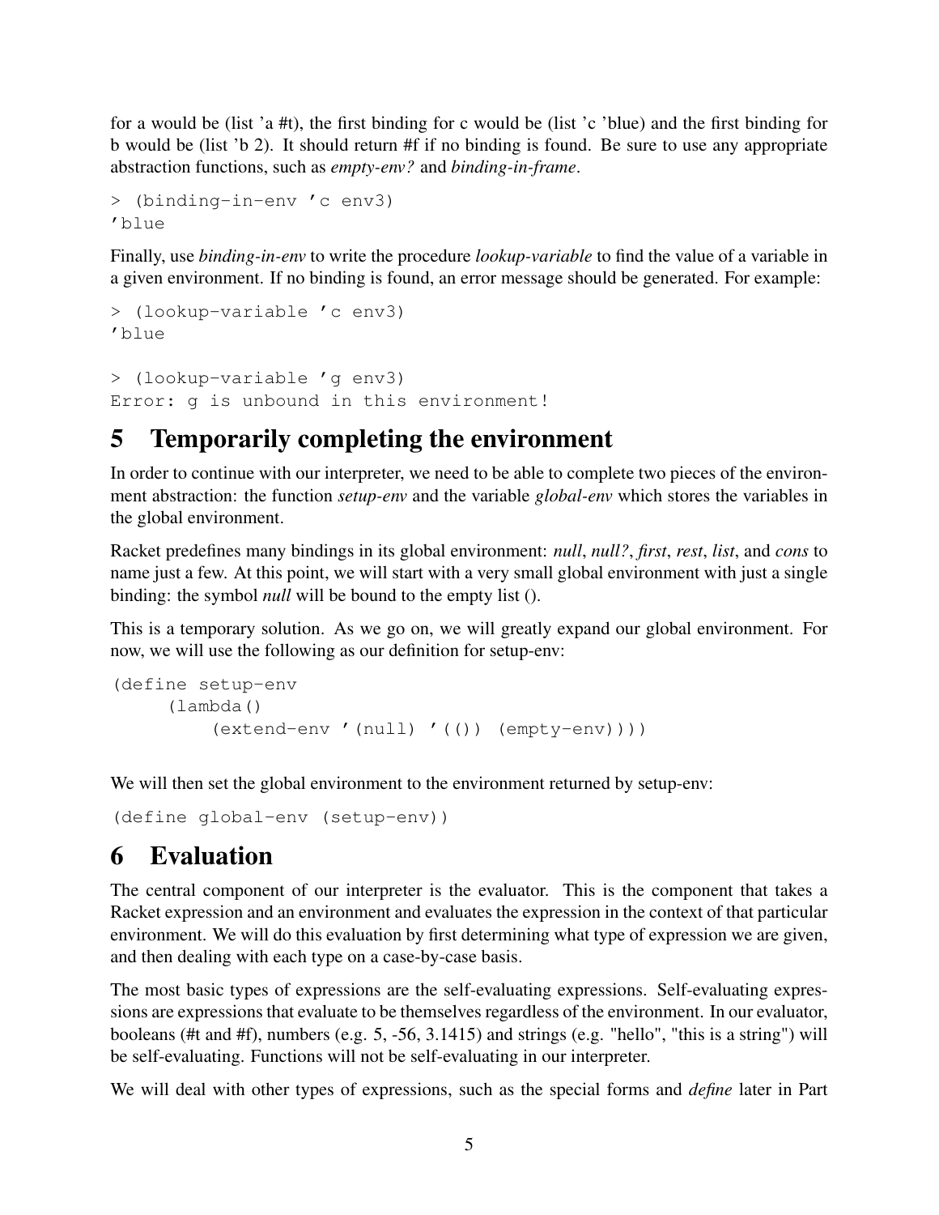for a would be (list 'a #t), the first binding for c would be (list 'c 'blue) and the first binding for b would be (list 'b 2). It should return #f if no binding is found. Be sure to use any appropriate abstraction functions, such as *empty-env?* and *binding-in-frame*.

```
> (binding-in-env 'c env3)
'blue
```

Finally, use *binding-in-env* to write the procedure *lookup-variable* to find the value of a variable in a given environment. If no binding is found, an error message should be generated. For example:

```
> (lookup-variable 'c env3)
'blue

> (lookup-variable 'g env3)
Error: g is unbound in this environment!
```

# 5 Temporarily completing the environment

In order to continue with our interpreter, we need to be able to complete two pieces of the environment abstraction: the function *setup-env* and the variable *global-env* which stores the variables in the global environment.

Racket predefines many bindings in its global environment: *null*, *null?*, *first*, *rest*, *list*, and *cons* to name just a few. At this point, we will start with a very small global environment with just a single binding: the symbol *null* will be bound to the empty list ().

This is a temporary solution. As we go on, we will greatly expand our global environment. For now, we will use the following as our definition for setup-env:

```
(define setup-env
     (lambda()
         (extend-env '(null) '(()) (empty-env))))
```

We will then set the global environment to the environment returned by setup-env:

```
(define global-env (setup-env))
```

# 6 Evaluation

The central component of our interpreter is the evaluator. This is the component that takes a Racket expression and an environment and evaluates the expression in the context of that particular environment. We will do this evaluation by first determining what type of expression we are given, and then dealing with each type on a case-by-case basis.

The most basic types of expressions are the self-evaluating expressions. Self-evaluating expressions are expressions that evaluate to be themselves regardless of the environment. In our evaluator, booleans (#t and #f), numbers (e.g. 5, -56, 3.1415) and strings (e.g. "hello", "this is a string") will be self-evaluating. Functions will not be self-evaluating in our interpreter.

We will deal with other types of expressions, such as the special forms and *define* later in Part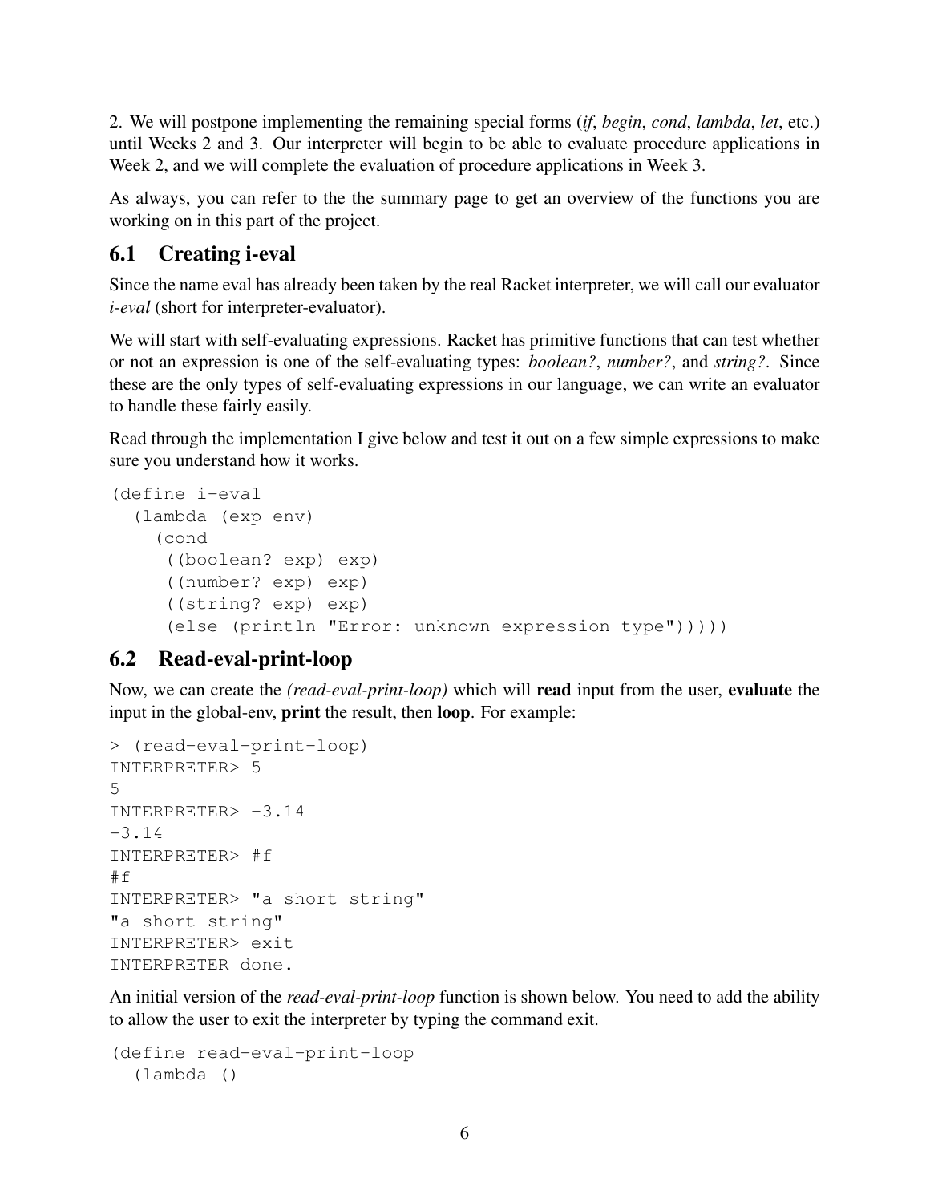2. We will postpone implementing the remaining special forms (*if*, *begin*, *cond*, *lambda*, *let*, etc.) until Weeks 2 and 3. Our interpreter will begin to be able to evaluate procedure applications in Week 2, and we will complete the evaluation of procedure applications in Week 3.

As always, you can refer to the the summary page to get an overview of the functions you are working on in this part of the project.

## 6.1 Creating i-eval

Since the name eval has already been taken by the real Racket interpreter, we will call our evaluator *i-eval* (short for interpreter-evaluator).

We will start with self-evaluating expressions. Racket has primitive functions that can test whether or not an expression is one of the self-evaluating types: *boolean?*, *number?*, and *string?*. Since these are the only types of self-evaluating expressions in our language, we can write an evaluator to handle these fairly easily.

Read through the implementation I give below and test it out on a few simple expressions to make sure you understand how it works.

```
(define i-eval
  (lambda (exp env)
    (cond
     ((boolean? exp) exp)
     ((number? exp) exp)
     ((string? exp) exp)
     (else (println "Error: unknown expression type")))))
```

## 6.2 Read-eval-print-loop

Now, we can create the *(read-eval-print-loop)* which will **read** input from the user, **evaluate** the input in the global-env, **print** the result, then **loop**. For example:

```
> (read-eval-print-loop)
INTERPRETER> 5
5
INTERPRETER> -3.14
-3.14
INTERPRETER> #f
#f
INTERPRETER> "a short string"
"a short string"
INTERPRETER> exit
INTERPRETER done.
```

An initial version of the *read-eval-print-loop* function is shown below. You need to add the ability to allow the user to exit the interpreter by typing the command exit.

```
(define read-eval-print-loop
  (lambda ()
```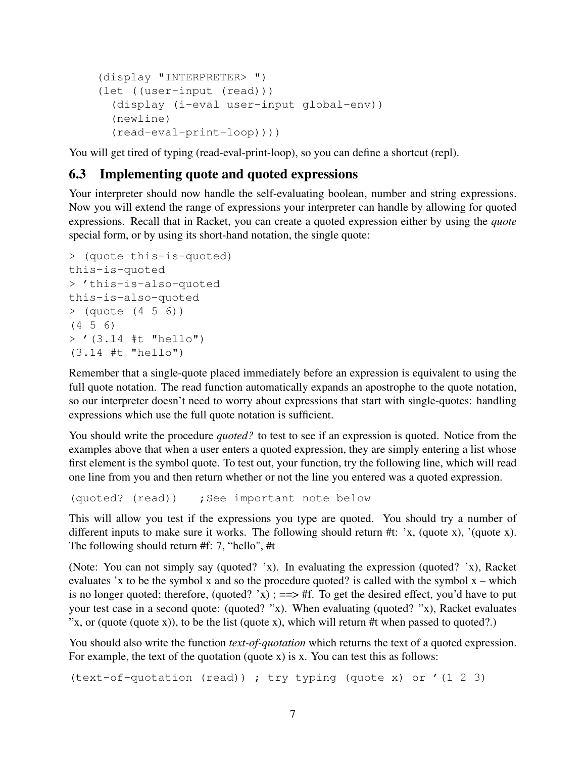```
    (display "INTERPRETER> ")
    (let ((user-input (read)))
      (display (i-eval user-input global-env))
      (newline)
      (read-eval-print-loop))))
```

You will get tired of typing (read-eval-print-loop), so you can define a shortcut (repl).

### 6.3 Implementing quote and quoted expressions

Your interpreter should now handle the self-evaluating boolean, number and string expressions. Now you will extend the range of expressions your interpreter can handle by allowing for quoted expressions. Recall that in Racket, you can create a quoted expression either by using the *quote* special form, or by using its short-hand notation, the single quote:

```
> (quote this-is-quoted)
this-is-quoted
> 'this-is-also-quoted
this-is-also-quoted
> (quote (4 5 6))
(4 5 6)
> '(3.14 #t "hello")
(3.14 #t "hello")
```

Remember that a single-quote placed immediately before an expression is equivalent to using the full quote notation. The read function automatically expands an apostrophe to the quote notation, so our interpreter doesn't need to worry about expressions that start with single-quotes: handling expressions which use the full quote notation is sufficient.

You should write the procedure *quoted?* to test to see if an expression is quoted. Notice from the examples above that when a user enters a quoted expression, they are simply entering a list whose first element is the symbol quote. To test out, your function, try the following line, which will read one line from you and then return whether or not the line you entered was a quoted expression.

```
(quoted? (read))    ;See important note below
```

This will allow you test if the expressions you type are quoted. You should try a number of different inputs to make sure it works. The following should return #t: 'x, (quote x), '(quote x). The following should return #f: 7, "hello", #t

(Note: You can not simply say (quoted? 'x). In evaluating the expression (quoted? 'x), Racket evaluates 'x to be the symbol x and so the procedure quoted? is called with the symbol x – which is no longer quoted; therefore, (quoted? 'x) ; ==> #f. To get the desired effect, you'd have to put your test case in a second quote: (quoted? ''x). When evaluating (quoted? ''x), Racket evaluates ''x, or (quote (quote x)), to be the list (quote x), which will return #t when passed to quoted?.)

You should also write the function *text-of-quotation* which returns the text of a quoted expression. For example, the text of the quotation (quote x) is x. You can test this as follows:

```
(text-of-quotation (read)) ; try typing (quote x) or '(1 2 3)
```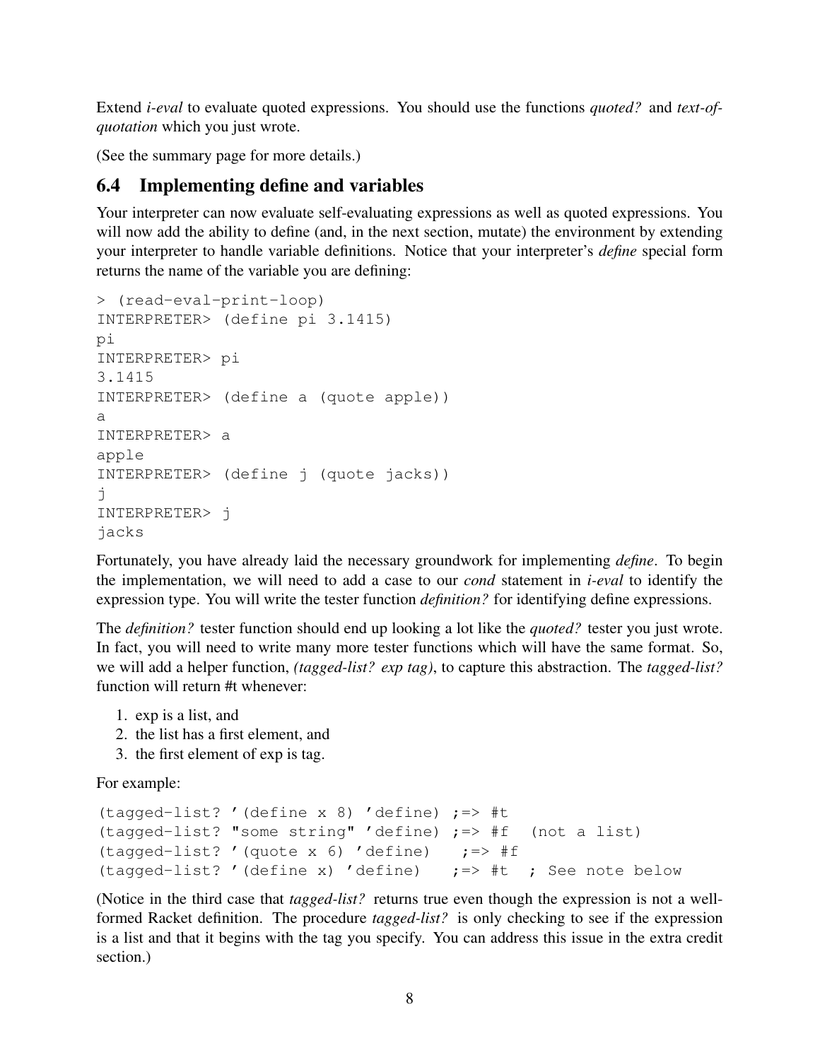Extend *i-eval* to evaluate quoted expressions. You should use the functions *quoted?* and *text-of-quotation* which you just wrote.

(See the summary page for more details.)

## 6.4 Implementing define and variables

Your interpreter can now evaluate self-evaluating expressions as well as quoted expressions. You will now add the ability to define (and, in the next section, mutate) the environment by extending your interpreter to handle variable definitions. Notice that your interpreter's *define* special form returns the name of the variable you are defining:

```
> (read-eval-print-loop)
INTERPRETER> (define pi 3.1415)
pi
INTERPRETER> pi
3.1415
INTERPRETER> (define a (quote apple))
a
INTERPRETER> a
apple
INTERPRETER> (define j (quote jacks))
j
INTERPRETER> j
jacks
```

Fortunately, you have already laid the necessary groundwork for implementing *define*. To begin the implementation, we will need to add a case to our *cond* statement in *i-eval* to identify the expression type. You will write the tester function *definition?* for identifying define expressions.

The *definition?* tester function should end up looking a lot like the *quoted?* tester you just wrote. In fact, you will need to write many more tester functions which will have the same format. So, we will add a helper function, *(tagged-list? exp tag)*, to capture this abstraction. The *tagged-list?* function will return #t whenever:

1. exp is a list, and
2. the list has a first element, and
3. the first element of exp is tag.

For example:

```
(tagged-list? '(define x 8) 'define) ;=> #t
(tagged-list? "some string" 'define) ;=> #f  (not a list)
(tagged-list? '(quote x 6) 'define)   ;=> #f
(tagged-list? '(define x) 'define)   ;=> #t  ; See note below
```

(Notice in the third case that *tagged-list?* returns true even though the expression is not a well-formed Racket definition. The procedure *tagged-list?* is only checking to see if the expression is a list and that it begins with the tag you specify. You can address this issue in the extra credit section.)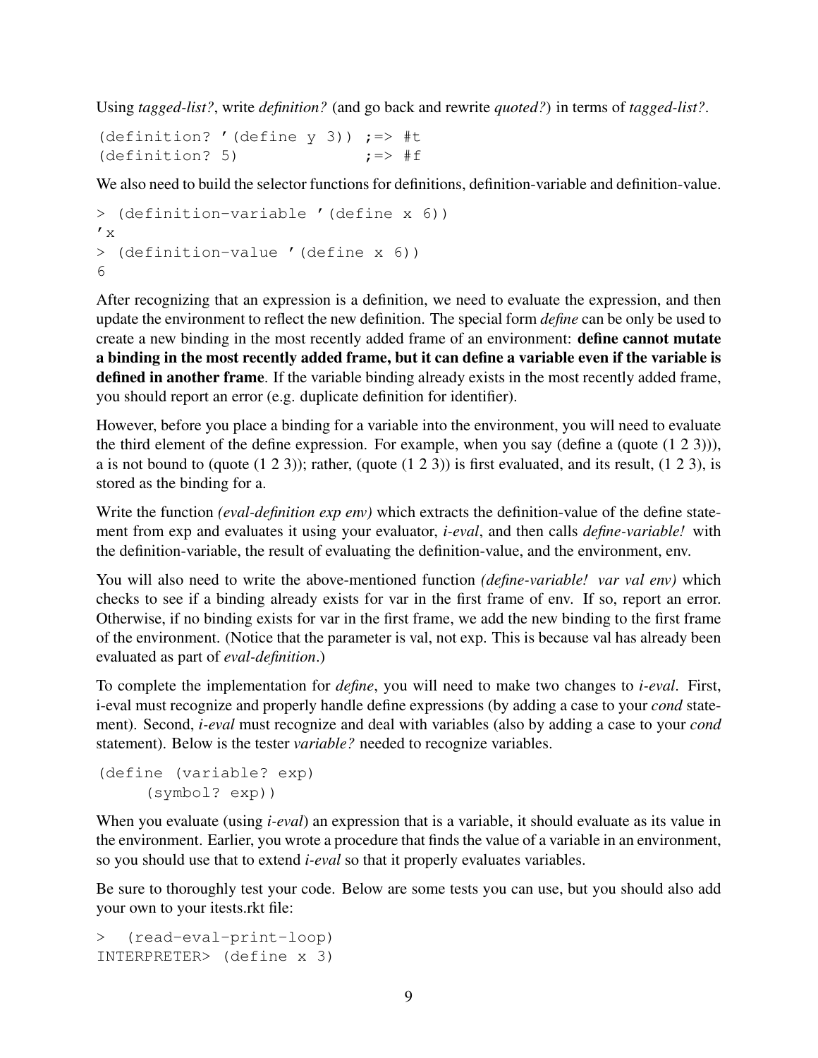Using *tagged-list?*, write *definition?* (and go back and rewrite *quoted?*) in terms of *tagged-list?*.

```
(definition? '(define y 3)) ;=> #t
(definition? 5)             ;=> #f
```

We also need to build the selector functions for definitions, definition-variable and definition-value.

```
> (definition-variable '(define x 6))
'x
> (definition-value '(define x 6))
6
```

After recognizing that an expression is a definition, we need to evaluate the expression, and then update the environment to reflect the new definition. The special form *define* can be only be used to create a new binding in the most recently added frame of an environment: **define cannot mutate a binding in the most recently added frame, but it can define a variable even if the variable is defined in another frame**. If the variable binding already exists in the most recently added frame, you should report an error (e.g. duplicate definition for identifier).

However, before you place a binding for a variable into the environment, you will need to evaluate the third element of the define expression. For example, when you say (define a (quote (1 2 3))), a is not bound to (quote (1 2 3)); rather, (quote (1 2 3)) is first evaluated, and its result, (1 2 3), is stored as the binding for a.

Write the function *(eval-definition exp env)* which extracts the definition-value of the define statement from exp and evaluates it using your evaluator, *i-eval*, and then calls *define-variable!* with the definition-variable, the result of evaluating the definition-value, and the environment, env.

You will also need to write the above-mentioned function *(define-variable! var val env)* which checks to see if a binding already exists for var in the first frame of env. If so, report an error. Otherwise, if no binding exists for var in the first frame, we add the new binding to the first frame of the environment. (Notice that the parameter is val, not exp. This is because val has already been evaluated as part of *eval-definition*.)

To complete the implementation for *define*, you will need to make two changes to *i-eval*. First, i-eval must recognize and properly handle define expressions (by adding a case to your *cond* statement). Second, *i-eval* must recognize and deal with variables (also by adding a case to your *cond* statement). Below is the tester *variable?* needed to recognize variables.

```
(define (variable? exp)
     (symbol? exp))
```

When you evaluate (using *i-eval*) an expression that is a variable, it should evaluate as its value in the environment. Earlier, you wrote a procedure that finds the value of a variable in an environment, so you should use that to extend *i-eval* so that it properly evaluates variables.

Be sure to thoroughly test your code. Below are some tests you can use, but you should also add your own to your itests.rkt file:

```
>  (read-eval-print-loop)
INTERPRETER> (define x 3)
```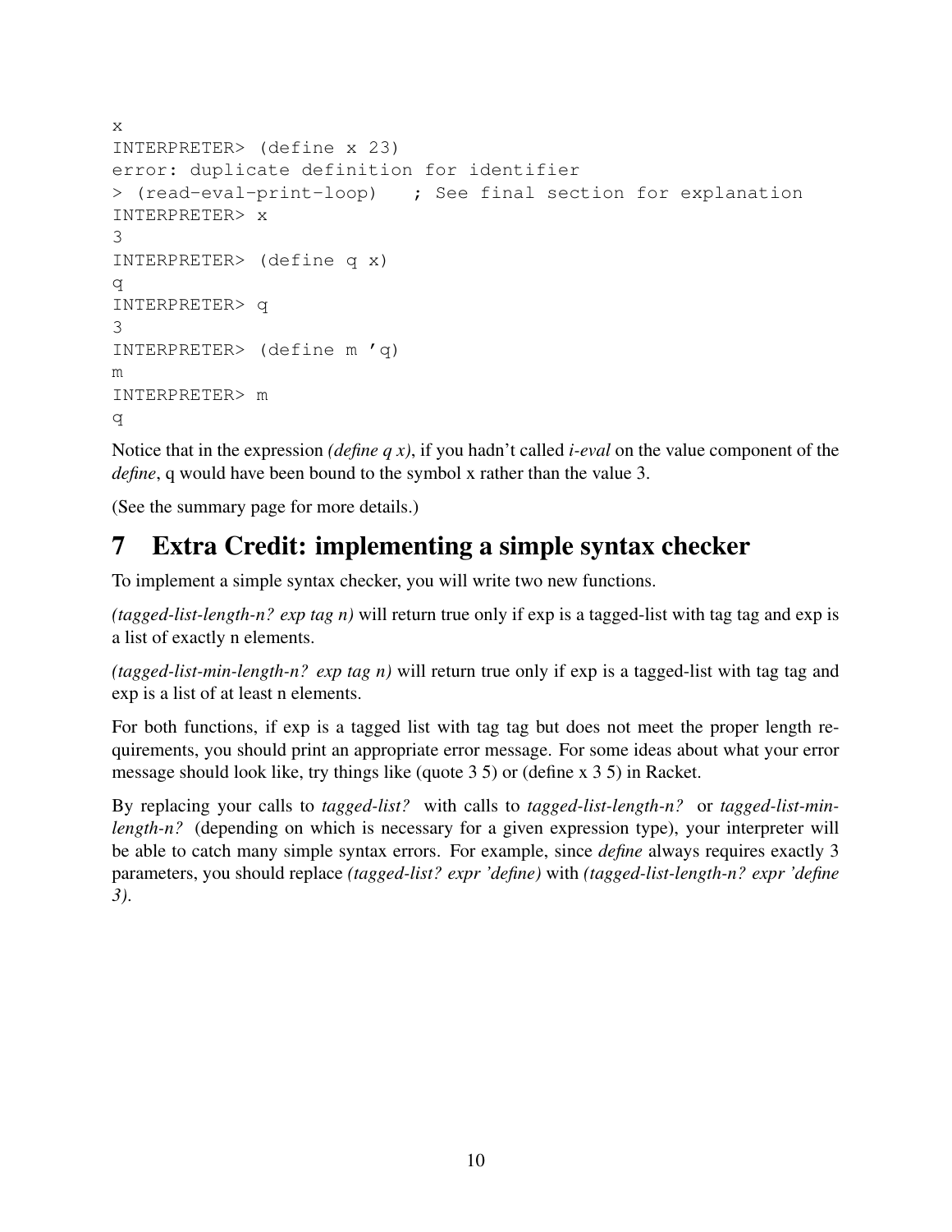```
x
INTERPRETER> (define x 23)
error: duplicate definition for identifier
> (read-eval-print-loop)   ; See final section for explanation
INTERPRETER> x
3
INTERPRETER> (define q x)
q
INTERPRETER> q
3
INTERPRETER> (define m 'q)
m
INTERPRETER> m
q
```

Notice that in the expression *(define q x)*, if you hadn't called *i-eval* on the value component of the *define*, q would have been bound to the symbol x rather than the value 3.

(See the summary page for more details.)

## 7 Extra Credit: implementing a simple syntax checker

To implement a simple syntax checker, you will write two new functions.

*(tagged-list-length-n? exp tag n)* will return true only if exp is a tagged-list with tag tag and exp is a list of exactly n elements.

*(tagged-list-min-length-n? exp tag n)* will return true only if exp is a tagged-list with tag tag and exp is a list of at least n elements.

For both functions, if exp is a tagged list with tag tag but does not meet the proper length requirements, you should print an appropriate error message. For some ideas about what your error message should look like, try things like (quote 3 5) or (define x 3 5) in Racket.

By replacing your calls to *tagged-list?* with calls to *tagged-list-length-n?* or *tagged-list-min-length-n?* (depending on which is necessary for a given expression type), your interpreter will be able to catch many simple syntax errors. For example, since *define* always requires exactly 3 parameters, you should replace *(tagged-list? expr 'define)* with *(tagged-list-length-n? expr 'define 3)*.